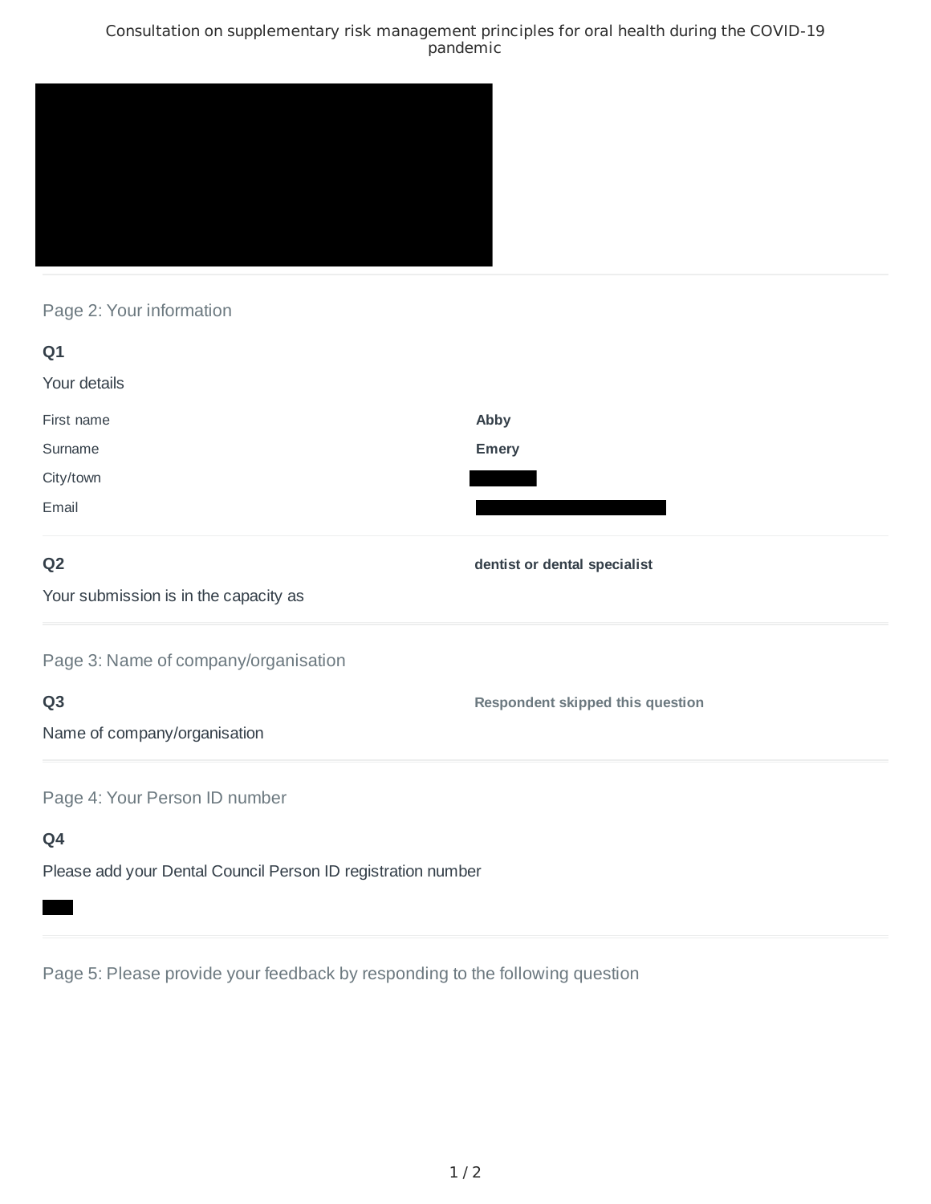Consultation on supplementary risk management principles for oral health during the COVID-19 pandemic

## Page 2: Your information

**Q1**

Your details

| | |
|---|---|
| First name | **Abby** |
| Surname | **Emery** |
| City/town | |
| Email | |

**Q2**

Your submission is in the capacity as

**dentist or dental specialist**

## Page 3: Name of company/organisation

**Q3**

Name of company/organisation

**Respondent skipped this question**

## Page 4: Your Person ID number

**Q4**

Please add your Dental Council Person ID registration number

## Page 5: Please provide your feedback by responding to the following question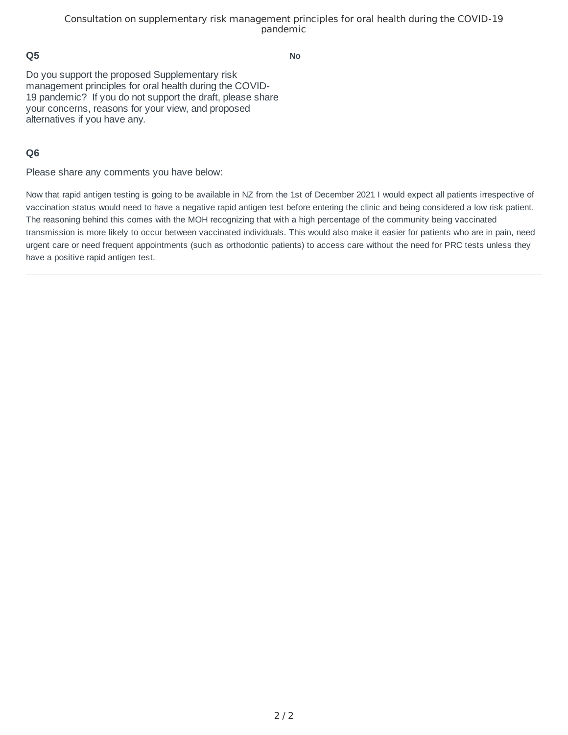## Q5

Do you support the proposed Supplementary risk management principles for oral health during the COVID-19 pandemic? If you do not support the draft, please share your concerns, reasons for your view, and proposed alternatives if you have any.

**No**

## Q6

Please share any comments you have below:

Now that rapid antigen testing is going to be available in NZ from the 1st of December 2021 I would expect all patients irrespective of vaccination status would need to have a negative rapid antigen test before entering the clinic and being considered a low risk patient. The reasoning behind this comes with the MOH recognizing that with a high percentage of the community being vaccinated transmission is more likely to occur between vaccinated individuals. This would also make it easier for patients who are in pain, need urgent care or need frequent appointments (such as orthodontic patients) to access care without the need for PRC tests unless they have a positive rapid antigen test.